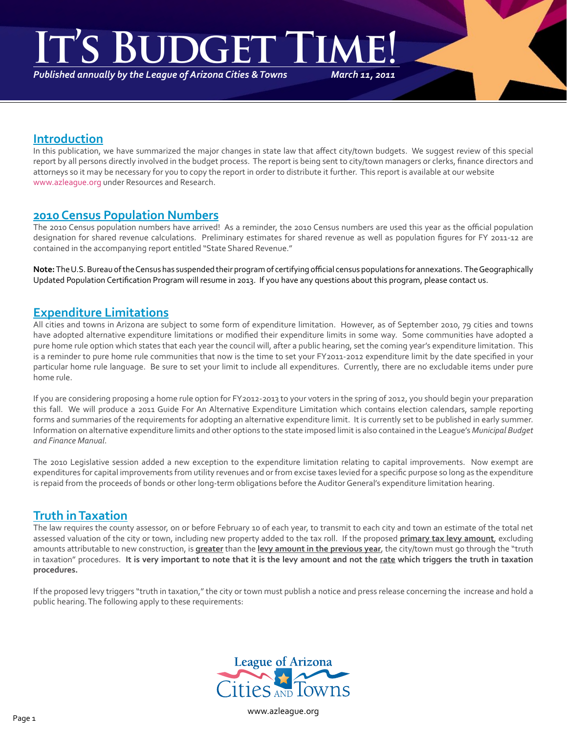# It's Budget Time!

*Published annually by the League of Arizona Cities & Towns* *March 11, 2011*

## Introduction

In this publication, we have summarized the major changes in state law that affect city/town budgets. We suggest review of this special report by all persons directly involved in the budget process. The report is being sent to city/town managers or clerks, finance directors and attorneys so it may be necessary for you to copy the report in order to distribute it further. This report is available at our website www.azleague.org under Resources and Research.

## 2010 Census Population Numbers

The 2010 Census population numbers have arrived! As a reminder, the 2010 Census numbers are used this year as the official population designation for shared revenue calculations. Preliminary estimates for shared revenue as well as population figures for FY 2011-12 are contained in the accompanying report entitled "State Shared Revenue."

**Note:** The U.S. Bureau of the Census has suspended their program of certifying official census populations for annexations. The Geographically Updated Population Certification Program will resume in 2013. If you have any questions about this program, please contact us.

## Expenditure Limitations

All cities and towns in Arizona are subject to some form of expenditure limitation. However, as of September 2010, 79 cities and towns have adopted alternative expenditure limitations or modified their expenditure limits in some way. Some communities have adopted a pure home rule option which states that each year the council will, after a public hearing, set the coming year's expenditure limitation. This is a reminder to pure home rule communities that now is the time to set your FY2011-2012 expenditure limit by the date specified in your particular home rule language. Be sure to set your limit to include all expenditures. Currently, there are no excludable items under pure home rule.

If you are considering proposing a home rule option for FY2012-2013 to your voters in the spring of 2012, you should begin your preparation this fall. We will produce a 2011 Guide For An Alternative Expenditure Limitation which contains election calendars, sample reporting forms and summaries of the requirements for adopting an alternative expenditure limit. It is currently set to be published in early summer. Information on alternative expenditure limits and other options to the state imposed limit is also contained in the League's *Municipal Budget and Finance Manual*.

The 2010 Legislative session added a new exception to the expenditure limitation relating to capital improvements. Now exempt are expenditures for capital improvements from utility revenues and or from excise taxes levied for a specific purpose so long as the expenditure is repaid from the proceeds of bonds or other long-term obligations before the Auditor General's expenditure limitation hearing.

## Truth in Taxation

The law requires the county assessor, on or before February 10 of each year, to transmit to each city and town an estimate of the total net assessed valuation of the city or town, including new property added to the tax roll. If the proposed **primary tax levy amount**, excluding amounts attributable to new construction, is **greater** than the **levy amount in the previous year**, the city/town must go through the "truth in taxation" procedures. **It is very important to note that it is the levy amount and not the rate which triggers the truth in taxation procedures.**

If the proposed levy triggers "truth in taxation," the city or town must publish a notice and press release concerning the increase and hold a public hearing. The following apply to these requirements: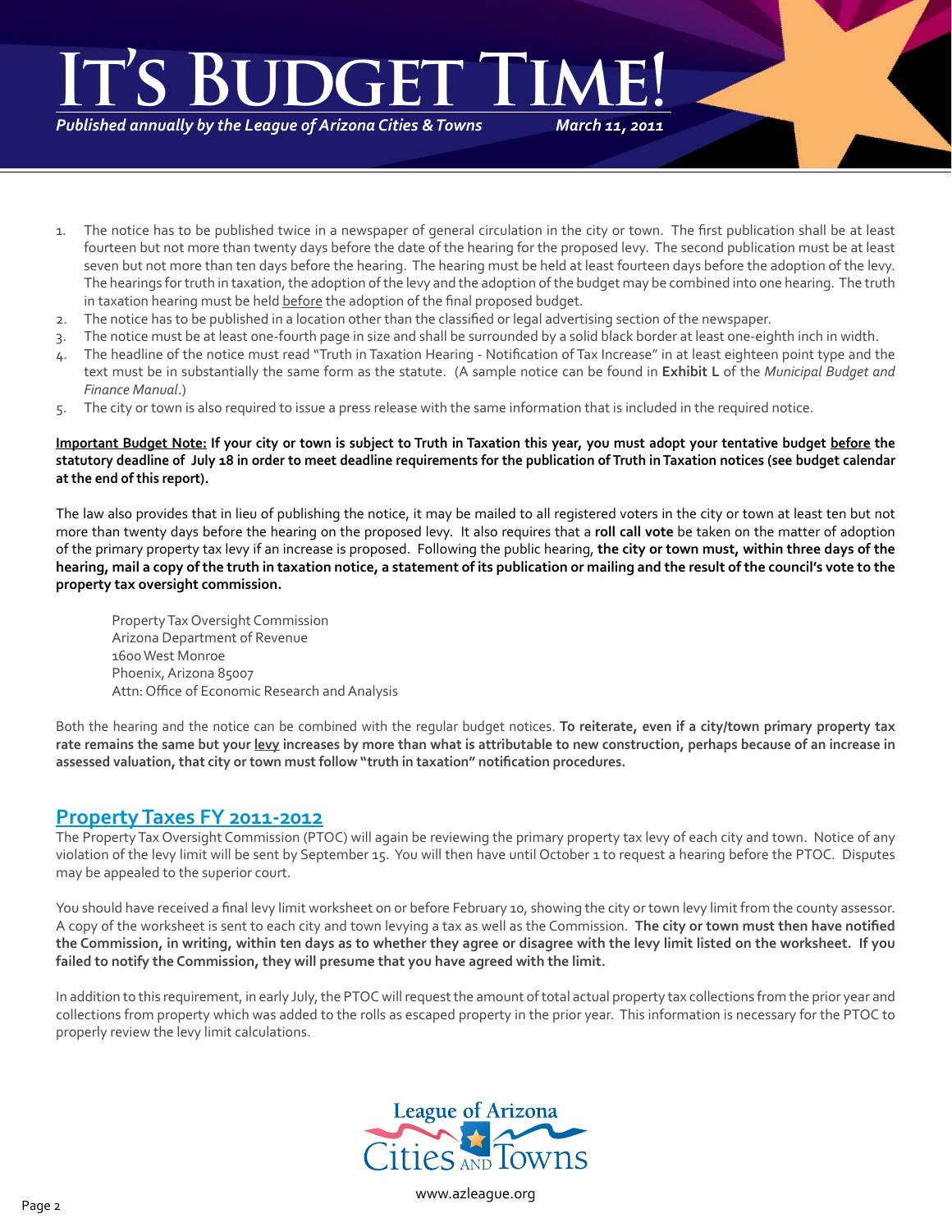1. The notice has to be published twice in a newspaper of general circulation in the city or town. The first publication shall be at least fourteen but not more than twenty days before the date of the hearing for the proposed levy. The second publication must be at least seven but not more than ten days before the hearing. The hearing must be held at least fourteen days before the adoption of the levy. The hearings for truth in taxation, the adoption of the levy and the adoption of the budget may be combined into one hearing. The truth in taxation hearing must be held before the adoption of the final proposed budget.
2. The notice has to be published in a location other than the classified or legal advertising section of the newspaper.
3. The notice must be at least one-fourth page in size and shall be surrounded by a solid black border at least one-eighth inch in width.
4. The headline of the notice must read "Truth in Taxation Hearing - Notification of Tax Increase" in at least eighteen point type and the text must be in substantially the same form as the statute. (A sample notice can be found in **Exhibit L** of the *Municipal Budget and Finance Manual*.)
5. The city or town is also required to issue a press release with the same information that is included in the required notice.

**Important Budget Note: If your city or town is subject to Truth in Taxation this year, you must adopt your tentative budget before the statutory deadline of July 18 in order to meet deadline requirements for the publication of Truth in Taxation notices (see budget calendar at the end of this report).**

The law also provides that in lieu of publishing the notice, it may be mailed to all registered voters in the city or town at least ten but not more than twenty days before the hearing on the proposed levy. It also requires that a **roll call vote** be taken on the matter of adoption of the primary property tax levy if an increase is proposed. Following the public hearing, **the city or town must, within three days of the hearing, mail a copy of the truth in taxation notice, a statement of its publication or mailing and the result of the council's vote to the property tax oversight commission.**

Property Tax Oversight Commission
Arizona Department of Revenue
1600 West Monroe
Phoenix, Arizona 85007
Attn: Office of Economic Research and Analysis

Both the hearing and the notice can be combined with the regular budget notices. **To reiterate, even if a city/town primary property tax rate remains the same but your levy increases by more than what is attributable to new construction, perhaps because of an increase in assessed valuation, that city or town must follow "truth in taxation" notification procedures.**

## Property Taxes FY 2011-2012

The Property Tax Oversight Commission (PTOC) will again be reviewing the primary property tax levy of each city and town. Notice of any violation of the levy limit will be sent by September 15. You will then have until October 1 to request a hearing before the PTOC. Disputes may be appealed to the superior court.

You should have received a final levy limit worksheet on or before February 10, showing the city or town levy limit from the county assessor. A copy of the worksheet is sent to each city and town levying a tax as well as the Commission. **The city or town must then have notified the Commission, in writing, within ten days as to whether they agree or disagree with the levy limit listed on the worksheet. If you failed to notify the Commission, they will presume that you have agreed with the limit.**

In addition to this requirement, in early July, the PTOC will request the amount of total actual property tax collections from the prior year and collections from property which was added to the rolls as escaped property in the prior year. This information is necessary for the PTOC to properly review the levy limit calculations.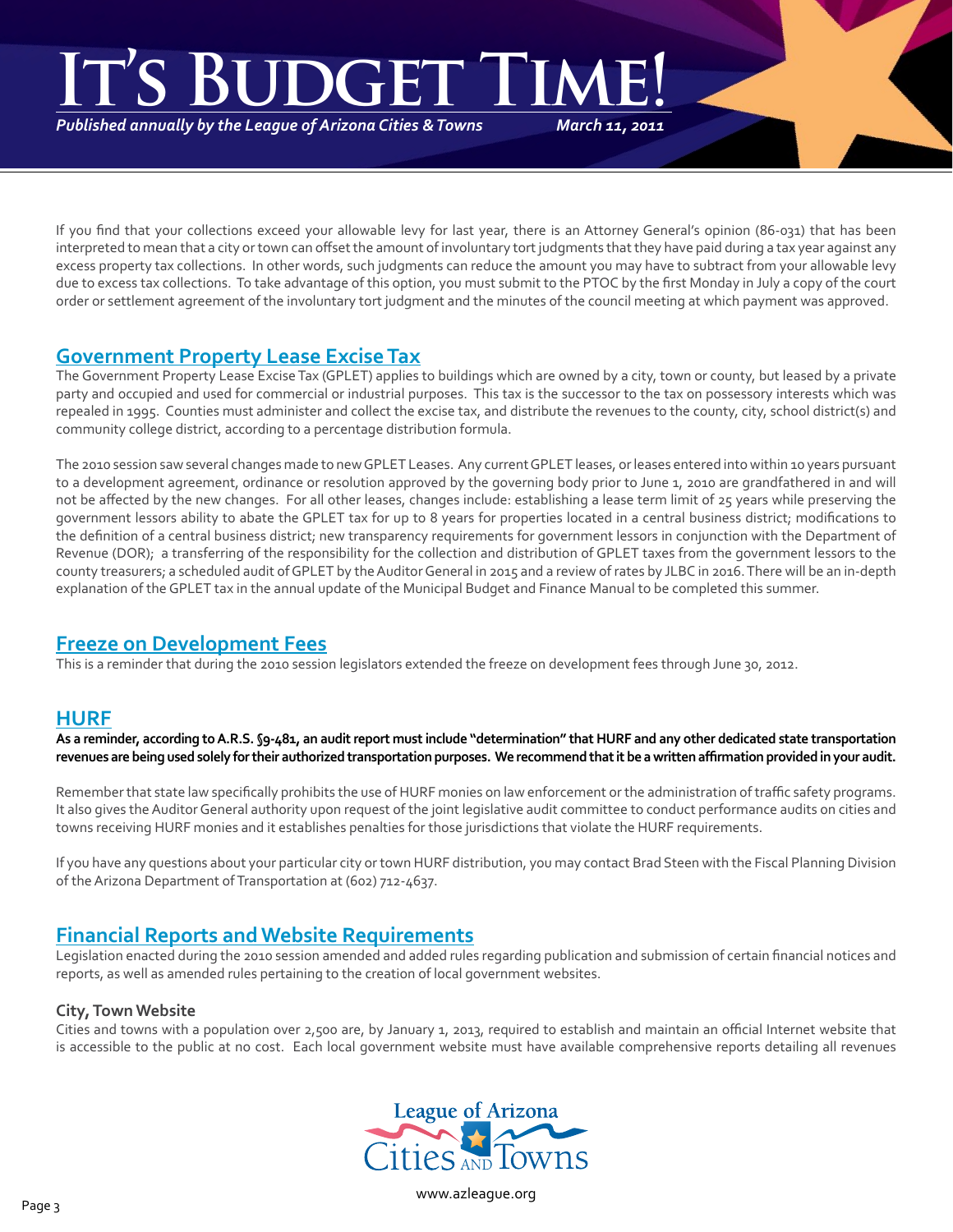If you find that your collections exceed your allowable levy for last year, there is an Attorney General's opinion (86-031) that has been interpreted to mean that a city or town can offset the amount of involuntary tort judgments that they have paid during a tax year against any excess property tax collections. In other words, such judgments can reduce the amount you may have to subtract from your allowable levy due to excess tax collections. To take advantage of this option, you must submit to the PTOC by the first Monday in July a copy of the court order or settlement agreement of the involuntary tort judgment and the minutes of the council meeting at which payment was approved.

## Government Property Lease Excise Tax

The Government Property Lease Excise Tax (GPLET) applies to buildings which are owned by a city, town or county, but leased by a private party and occupied and used for commercial or industrial purposes. This tax is the successor to the tax on possessory interests which was repealed in 1995. Counties must administer and collect the excise tax, and distribute the revenues to the county, city, school district(s) and community college district, according to a percentage distribution formula.

The 2010 session saw several changes made to new GPLET Leases. Any current GPLET leases, or leases entered into within 10 years pursuant to a development agreement, ordinance or resolution approved by the governing body prior to June 1, 2010 are grandfathered in and will not be affected by the new changes. For all other leases, changes include: establishing a lease term limit of 25 years while preserving the government lessors ability to abate the GPLET tax for up to 8 years for properties located in a central business district; modifications to the definition of a central business district; new transparency requirements for government lessors in conjunction with the Department of Revenue (DOR); a transferring of the responsibility for the collection and distribution of GPLET taxes from the government lessors to the county treasurers; a scheduled audit of GPLET by the Auditor General in 2015 and a review of rates by JLBC in 2016. There will be an in-depth explanation of the GPLET tax in the annual update of the Municipal Budget and Finance Manual to be completed this summer.

## Freeze on Development Fees

This is a reminder that during the 2010 session legislators extended the freeze on development fees through June 30, 2012.

## HURF

**As a reminder, according to A.R.S. §9-481, an audit report must include "determination" that HURF and any other dedicated state transportation revenues are being used solely for their authorized transportation purposes. We recommend that it be a written affirmation provided in your audit.**

Remember that state law specifically prohibits the use of HURF monies on law enforcement or the administration of traffic safety programs. It also gives the Auditor General authority upon request of the joint legislative audit committee to conduct performance audits on cities and towns receiving HURF monies and it establishes penalties for those jurisdictions that violate the HURF requirements.

If you have any questions about your particular city or town HURF distribution, you may contact Brad Steen with the Fiscal Planning Division of the Arizona Department of Transportation at (602) 712-4637.

## Financial Reports and Website Requirements

Legislation enacted during the 2010 session amended and added rules regarding publication and submission of certain financial notices and reports, as well as amended rules pertaining to the creation of local government websites.

### City, Town Website

Cities and towns with a population over 2,500 are, by January 1, 2013, required to establish and maintain an official Internet website that is accessible to the public at no cost. Each local government website must have available comprehensive reports detailing all revenues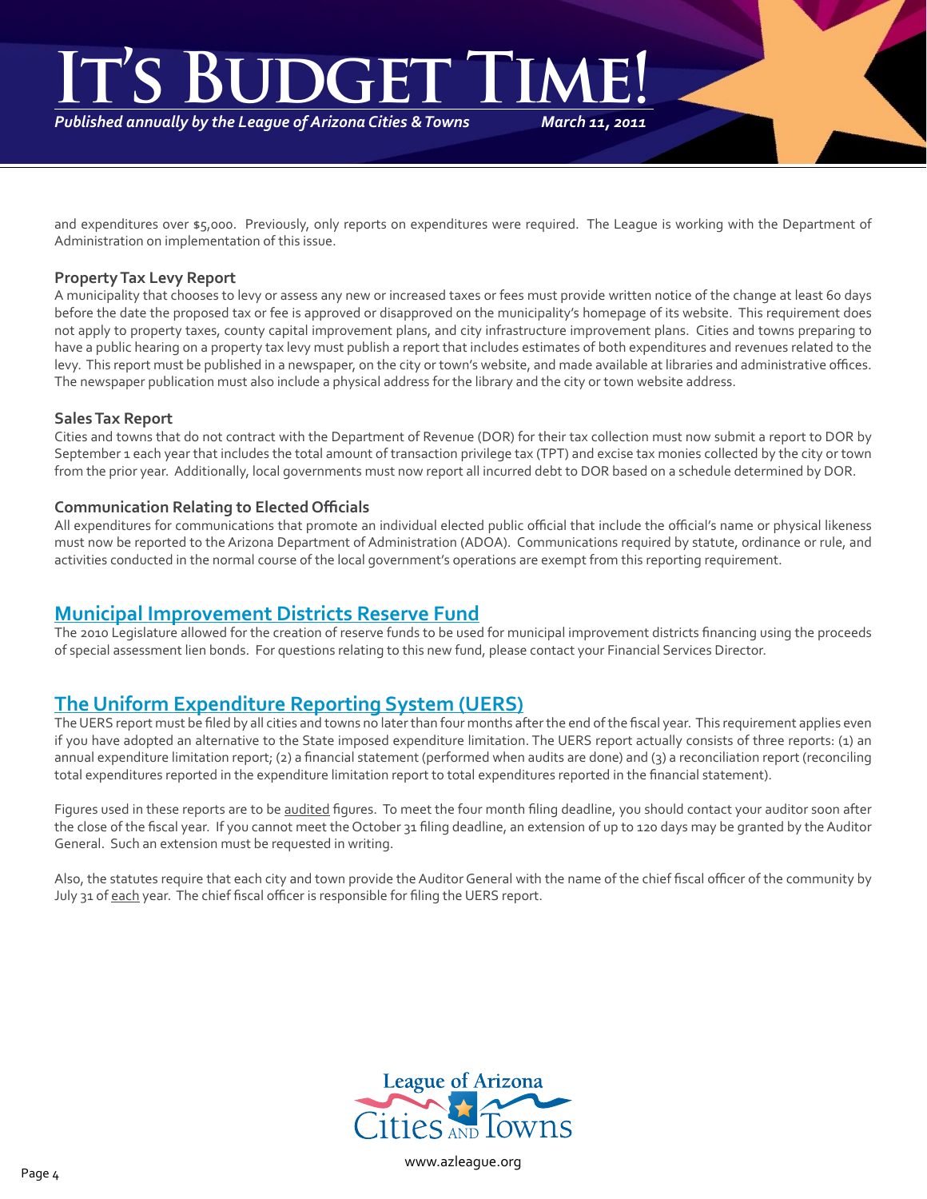and expenditures over $5,000. Previously, only reports on expenditures were required. The League is working with the Department of Administration on implementation of this issue.

### Property Tax Levy Report

A municipality that chooses to levy or assess any new or increased taxes or fees must provide written notice of the change at least 60 days before the date the proposed tax or fee is approved or disapproved on the municipality's homepage of its website. This requirement does not apply to property taxes, county capital improvement plans, and city infrastructure improvement plans. Cities and towns preparing to have a public hearing on a property tax levy must publish a report that includes estimates of both expenditures and revenues related to the levy. This report must be published in a newspaper, on the city or town's website, and made available at libraries and administrative offices. The newspaper publication must also include a physical address for the library and the city or town website address.

### Sales Tax Report

Cities and towns that do not contract with the Department of Revenue (DOR) for their tax collection must now submit a report to DOR by September 1 each year that includes the total amount of transaction privilege tax (TPT) and excise tax monies collected by the city or town from the prior year. Additionally, local governments must now report all incurred debt to DOR based on a schedule determined by DOR.

### Communication Relating to Elected Officials

All expenditures for communications that promote an individual elected public official that include the official's name or physical likeness must now be reported to the Arizona Department of Administration (ADOA). Communications required by statute, ordinance or rule, and activities conducted in the normal course of the local government's operations are exempt from this reporting requirement.

## Municipal Improvement Districts Reserve Fund

The 2010 Legislature allowed for the creation of reserve funds to be used for municipal improvement districts financing using the proceeds of special assessment lien bonds. For questions relating to this new fund, please contact your Financial Services Director.

## The Uniform Expenditure Reporting System (UERS)

The UERS report must be filed by all cities and towns no later than four months after the end of the fiscal year. This requirement applies even if you have adopted an alternative to the State imposed expenditure limitation. The UERS report actually consists of three reports: (1) an annual expenditure limitation report; (2) a financial statement (performed when audits are done) and (3) a reconciliation report (reconciling total expenditures reported in the expenditure limitation report to total expenditures reported in the financial statement).

Figures used in these reports are to be audited figures. To meet the four month filing deadline, you should contact your auditor soon after the close of the fiscal year. If you cannot meet the October 31 filing deadline, an extension of up to 120 days may be granted by the Auditor General. Such an extension must be requested in writing.

Also, the statutes require that each city and town provide the Auditor General with the name of the chief fiscal officer of the community by July 31 of each year. The chief fiscal officer is responsible for filing the UERS report.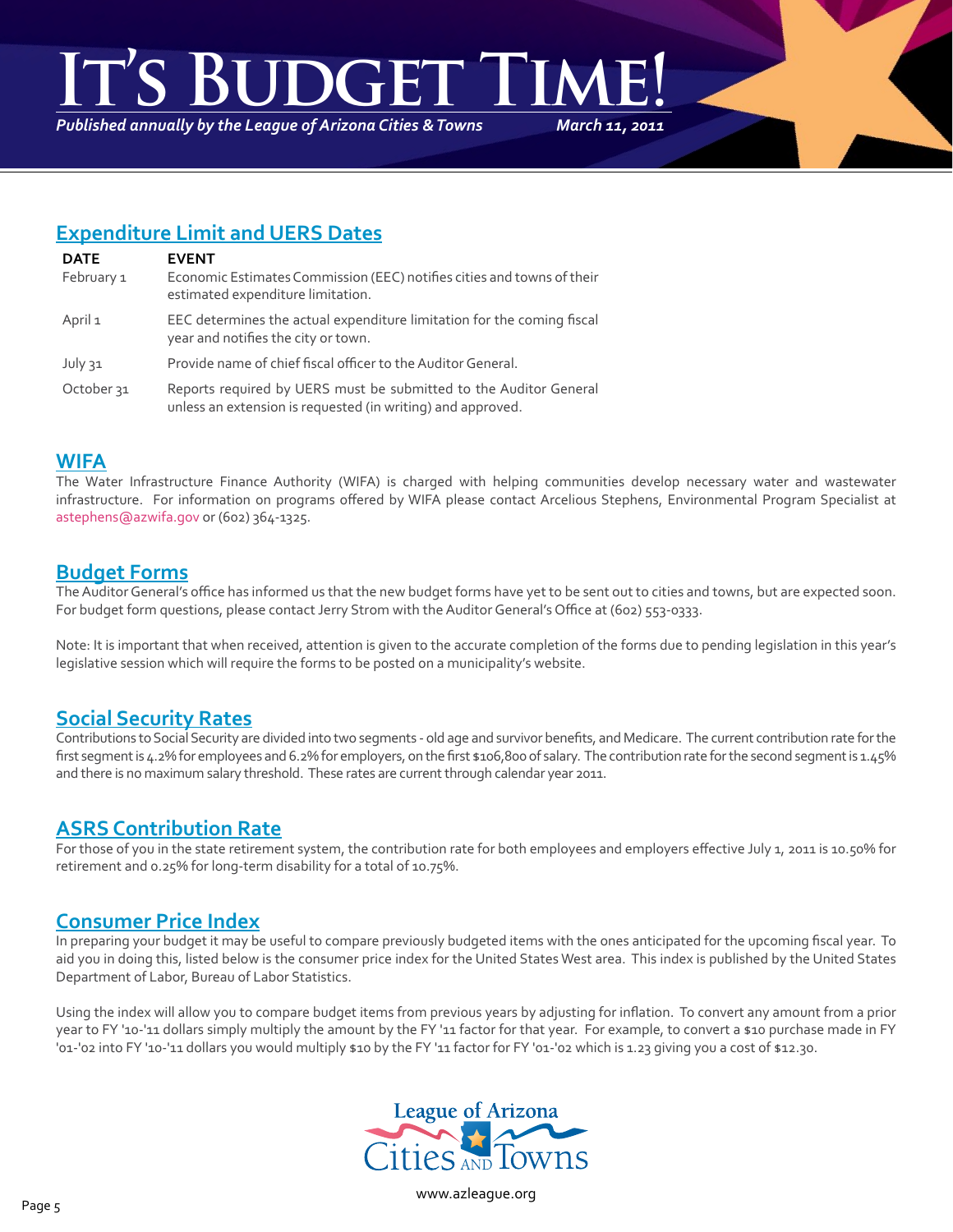# It's Budget Time!

*Published annually by the League of Arizona Cities & Towns* *March 11, 2011*

## Expenditure Limit and UERS Dates

| DATE | EVENT |
|---|---|
| February 1 | Economic Estimates Commission (EEC) notifies cities and towns of their estimated expenditure limitation. |
| April 1 | EEC determines the actual expenditure limitation for the coming fiscal year and notifies the city or town. |
| July 31 | Provide name of chief fiscal officer to the Auditor General. |
| October 31 | Reports required by UERS must be submitted to the Auditor General unless an extension is requested (in writing) and approved. |

## WIFA

The Water Infrastructure Finance Authority (WIFA) is charged with helping communities develop necessary water and wastewater infrastructure. For information on programs offered by WIFA please contact Arcelious Stephens, Environmental Program Specialist at astephens@azwifa.gov or (602) 364-1325.

## Budget Forms

The Auditor General's office has informed us that the new budget forms have yet to be sent out to cities and towns, but are expected soon. For budget form questions, please contact Jerry Strom with the Auditor General's Office at (602) 553-0333.

Note: It is important that when received, attention is given to the accurate completion of the forms due to pending legislation in this year's legislative session which will require the forms to be posted on a municipality's website.

## Social Security Rates

Contributions to Social Security are divided into two segments - old age and survivor benefits, and Medicare. The current contribution rate for the first segment is 4.2% for employees and 6.2% for employers, on the first $106,800 of salary. The contribution rate for the second segment is 1.45% and there is no maximum salary threshold. These rates are current through calendar year 2011.

## ASRS Contribution Rate

For those of you in the state retirement system, the contribution rate for both employees and employers effective July 1, 2011 is 10.50% for retirement and 0.25% for long-term disability for a total of 10.75%.

## Consumer Price Index

In preparing your budget it may be useful to compare previously budgeted items with the ones anticipated for the upcoming fiscal year. To aid you in doing this, listed below is the consumer price index for the United States West area. This index is published by the United States Department of Labor, Bureau of Labor Statistics.

Using the index will allow you to compare budget items from previous years by adjusting for inflation. To convert any amount from a prior year to FY '10-'11 dollars simply multiply the amount by the FY '11 factor for that year. For example, to convert a $10 purchase made in FY '01-'02 into FY '10-'11 dollars you would multiply $10 by the FY '11 factor for FY '01-'02 which is 1.23 giving you a cost of $12.30.

League of Arizona Cities and Towns

www.azleague.org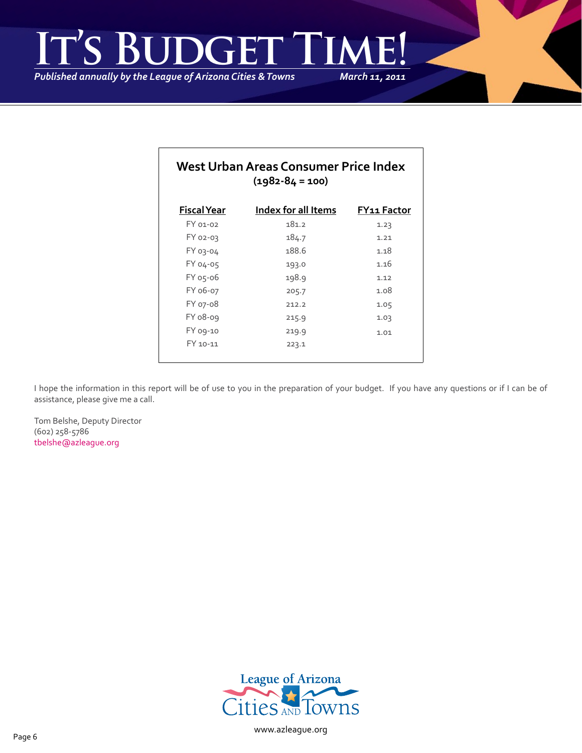## West Urban Areas Consumer Price Index

**(1982-84 = 100)**

| Fiscal Year | Index for all Items | FY11 Factor |
|---|---|---|
| FY 01-02 | 181.2 | 1.23 |
| FY 02-03 | 184.7 | 1.21 |
| FY 03-04 | 188.6 | 1.18 |
| FY 04-05 | 193.0 | 1.16 |
| FY 05-06 | 198.9 | 1.12 |
| FY 06-07 | 205.7 | 1.08 |
| FY 07-08 | 212.2 | 1.05 |
| FY 08-09 | 215.9 | 1.03 |
| FY 09-10 | 219.9 | 1.01 |
| FY 10-11 | 223.1 | |

I hope the information in this report will be of use to you in the preparation of your budget. If you have any questions or if I can be of assistance, please give me a call.

Tom Belshe, Deputy Director
(602) 258-5786
tbelshe@azleague.org

League of Arizona Cities and Towns

www.azleague.org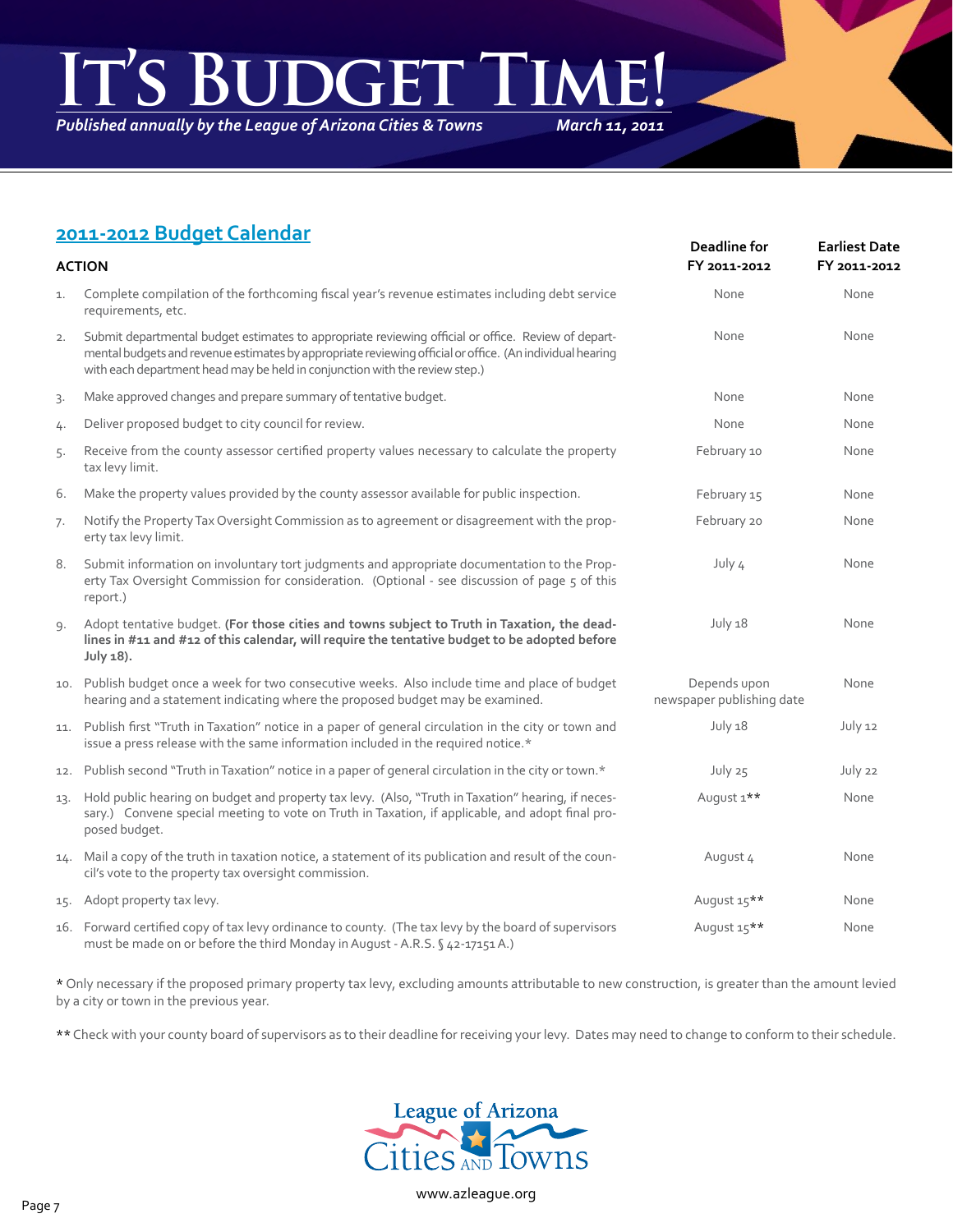# It's Budget Time!

*Published annually by the League of Arizona Cities & Towns* *March 11, 2011*

## 2011-2012 Budget Calendar

| | ACTION | Deadline for FY 2011-2012 | Earliest Date FY 2011-2012 |
|---|---|---|---|
| 1. | Complete compilation of the forthcoming fiscal year's revenue estimates including debt service requirements, etc. | None | None |
| 2. | Submit departmental budget estimates to appropriate reviewing official or office. Review of departmental budgets and revenue estimates by appropriate reviewing official or office. (An individual hearing with each department head may be held in conjunction with the review step.) | None | None |
| 3. | Make approved changes and prepare summary of tentative budget. | None | None |
| 4. | Deliver proposed budget to city council for review. | None | None |
| 5. | Receive from the county assessor certified property values necessary to calculate the property tax levy limit. | February 10 | None |
| 6. | Make the property values provided by the county assessor available for public inspection. | February 15 | None |
| 7. | Notify the Property Tax Oversight Commission as to agreement or disagreement with the property tax levy limit. | February 20 | None |
| 8. | Submit information on involuntary tort judgments and appropriate documentation to the Property Tax Oversight Commission for consideration. (Optional - see discussion of page 5 of this report.) | July 4 | None |
| 9. | Adopt tentative budget. **(For those cities and towns subject to Truth in Taxation, the deadlines in #11 and #12 of this calendar, will require the tentative budget to be adopted before July 18).** | July 18 | None |
| 10. | Publish budget once a week for two consecutive weeks. Also include time and place of budget hearing and a statement indicating where the proposed budget may be examined. | Depends upon newspaper publishing date | None |
| 11. | Publish first "Truth in Taxation" notice in a paper of general circulation in the city or town and issue a press release with the same information included in the required notice.* | July 18 | July 12 |
| 12. | Publish second "Truth in Taxation" notice in a paper of general circulation in the city or town.* | July 25 | July 22 |
| 13. | Hold public hearing on budget and property tax levy. (Also, "Truth in Taxation" hearing, if necessary.) Convene special meeting to vote on Truth in Taxation, if applicable, and adopt final proposed budget. | August 1** | None |
| 14. | Mail a copy of the truth in taxation notice, a statement of its publication and result of the council's vote to the property tax oversight commission. | August 4 | None |
| 15. | Adopt property tax levy. | August 15** | None |
| 16. | Forward certified copy of tax levy ordinance to county. (The tax levy by the board of supervisors must be made on or before the third Monday in August - A.R.S. § 42-17151 A.) | August 15** | None |

\* Only necessary if the proposed primary property tax levy, excluding amounts attributable to new construction, is greater than the amount levied by a city or town in the previous year.

** Check with your county board of supervisors as to their deadline for receiving your levy. Dates may need to change to conform to their schedule.

League of Arizona Cities and Towns

www.azleague.org